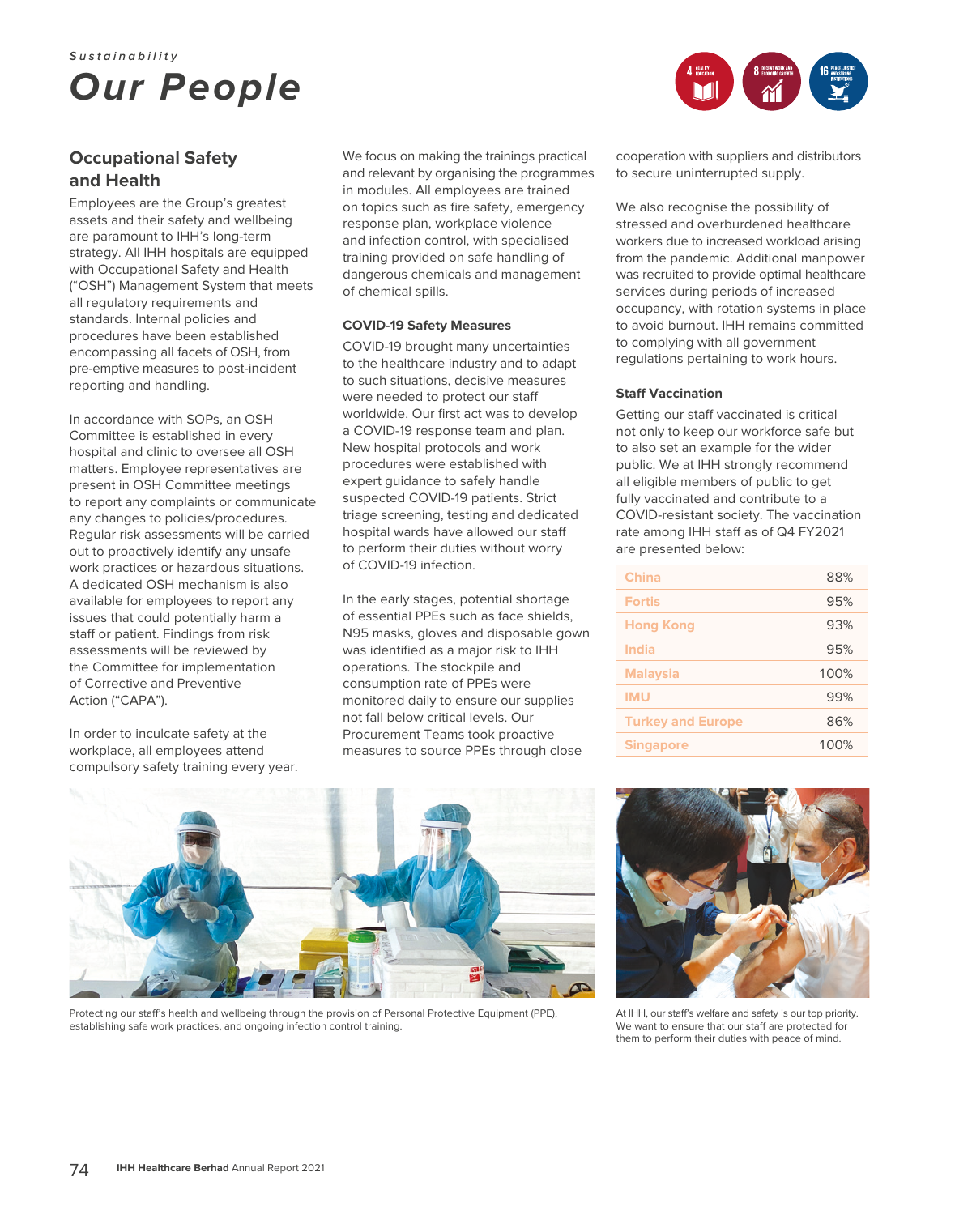*Sustainability*

# *Our People*

## Occupational Safety and Health

Employees are the Group's greatest assets and their safety and wellbeing are paramount to IHH's long-term strategy. All IHH hospitals are equipped with Occupational Safety and Health ("OSH") Management System that meets all regulatory requirements and standards. Internal policies and procedures have been established encompassing all facets of OSH, from pre-emptive measures to post-incident reporting and handling.

In accordance with SOPs, an OSH Committee is established in every hospital and clinic to oversee all OSH matters. Employee representatives are present in OSH Committee meetings to report any complaints or communicate any changes to policies/procedures. Regular risk assessments will be carried out to proactively identify any unsafe work practices or hazardous situations. A dedicated OSH mechanism is also available for employees to report any issues that could potentially harm a staff or patient. Findings from risk assessments will be reviewed by the Committee for implementation of Corrective and Preventive Action ("CAPA").

In order to inculcate safety at the workplace, all employees attend compulsory safety training every year. We focus on making the trainings practical and relevant by organising the programmes in modules. All employees are trained on topics such as fire safety, emergency response plan, workplace violence and infection control, with specialised training provided on safe handling of dangerous chemicals and management of chemical spills.

### COVID-19 Safety Measures

COVID-19 brought many uncertainties to the healthcare industry and to adapt to such situations, decisive measures were needed to protect our staff worldwide. Our first act was to develop a COVID-19 response team and plan. New hospital protocols and work procedures were established with expert guidance to safely handle suspected COVID-19 patients. Strict triage screening, testing and dedicated hospital wards have allowed our staff to perform their duties without worry of COVID-19 infection.

In the early stages, potential shortage of essential PPEs such as face shields, N95 masks, gloves and disposable gown was identified as a major risk to IHH operations. The stockpile and consumption rate of PPEs were monitored daily to ensure our supplies not fall below critical levels. Our Procurement Teams took proactive measures to source PPEs through close cooperation with suppliers and distributors to secure uninterrupted supply.

We also recognise the possibility of stressed and overburdened healthcare workers due to increased workload arising from the pandemic. Additional manpower was recruited to provide optimal healthcare services during periods of increased occupancy, with rotation systems in place to avoid burnout. IHH remains committed to complying with all government regulations pertaining to work hours.

### Staff Vaccination

Getting our staff vaccinated is critical not only to keep our workforce safe but to also set an example for the wider public. We at IHH strongly recommend all eligible members of public to get fully vaccinated and contribute to a COVID-resistant society. The vaccination rate among IHH staff as of Q4 FY2021 are presented below:

| | |
|---|---|
| China | 88% |
| Fortis | 95% |
| Hong Kong | 93% |
| India | 95% |
| Malaysia | 100% |
| IMU | 99% |
| Turkey and Europe | 86% |
| Singapore | 100% |

Protecting our staff's health and wellbeing through the provision of Personal Protective Equipment (PPE), establishing safe work practices, and ongoing infection control training.

At IHH, our staff's welfare and safety is our top priority. We want to ensure that our staff are protected for them to perform their duties with peace of mind.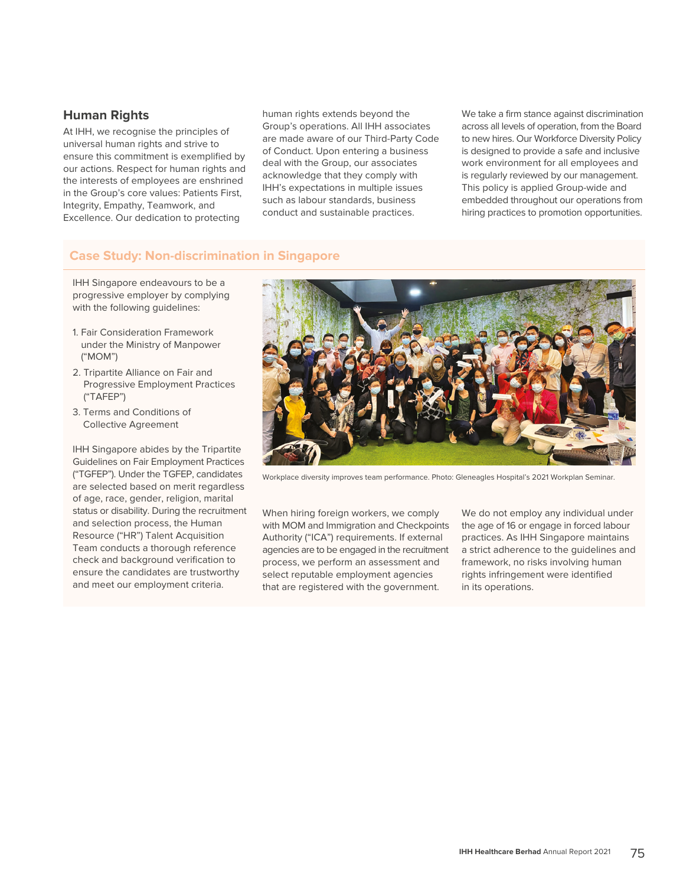## Human Rights

At IHH, we recognise the principles of universal human rights and strive to ensure this commitment is exemplified by our actions. Respect for human rights and the interests of employees are enshrined in the Group's core values: Patients First, Integrity, Empathy, Teamwork, and Excellence. Our dedication to protecting human rights extends beyond the Group's operations. All IHH associates are made aware of our Third-Party Code of Conduct. Upon entering a business deal with the Group, our associates acknowledge that they comply with IHH's expectations in multiple issues such as labour standards, business conduct and sustainable practices.

We take a firm stance against discrimination across all levels of operation, from the Board to new hires. Our Workforce Diversity Policy is designed to provide a safe and inclusive work environment for all employees and is regularly reviewed by our management. This policy is applied Group-wide and embedded throughout our operations from hiring practices to promotion opportunities.

### Case Study: Non-discrimination in Singapore

IHH Singapore endeavours to be a progressive employer by complying with the following guidelines:

1. Fair Consideration Framework under the Ministry of Manpower ("MOM")
2. Tripartite Alliance on Fair and Progressive Employment Practices ("TAFEP")
3. Terms and Conditions of Collective Agreement

IHH Singapore abides by the Tripartite Guidelines on Fair Employment Practices ("TGFEP"). Under the TGFEP, candidates are selected based on merit regardless of age, race, gender, religion, marital status or disability. During the recruitment and selection process, the Human Resource ("HR") Talent Acquisition Team conducts a thorough reference check and background verification to ensure the candidates are trustworthy and meet our employment criteria.

Workplace diversity improves team performance. Photo: Gleneagles Hospital's 2021 Workplan Seminar.

When hiring foreign workers, we comply with MOM and Immigration and Checkpoints Authority ("ICA") requirements. If external agencies are to be engaged in the recruitment process, we perform an assessment and select reputable employment agencies that are registered with the government.

We do not employ any individual under the age of 16 or engage in forced labour practices. As IHH Singapore maintains a strict adherence to the guidelines and framework, no risks involving human rights infringement were identified in its operations.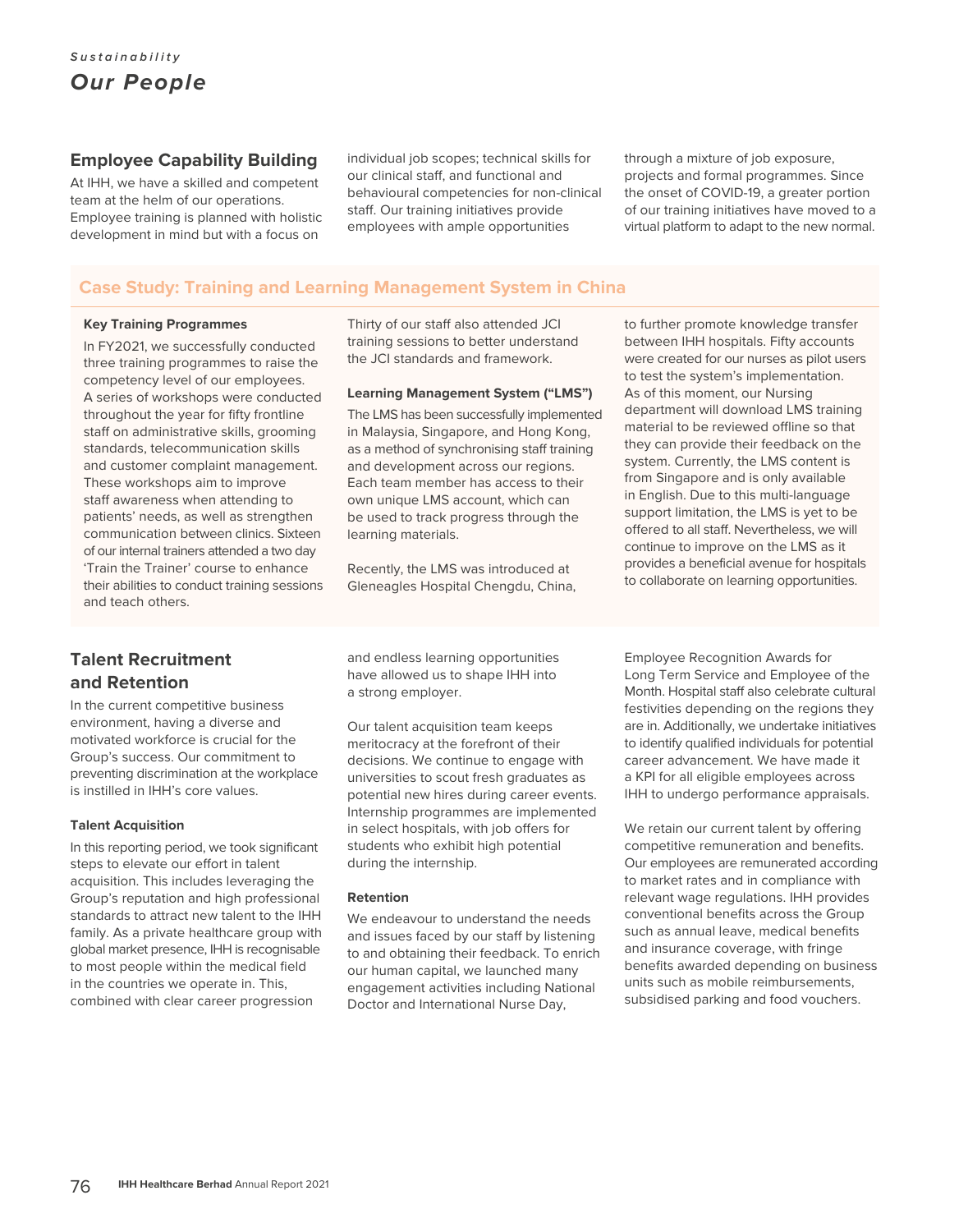*Sustainability*

# *Our People*

## Employee Capability Building

At IHH, we have a skilled and competent team at the helm of our operations. Employee training is planned with holistic development in mind but with a focus on individual job scopes; technical skills for our clinical staff, and functional and behavioural competencies for non-clinical staff. Our training initiatives provide employees with ample opportunities through a mixture of job exposure, projects and formal programmes. Since the onset of COVID-19, a greater portion of our training initiatives have moved to a virtual platform to adapt to the new normal.

### Case Study: Training and Learning Management System in China

**Key Training Programmes**

In FY2021, we successfully conducted three training programmes to raise the competency level of our employees. A series of workshops were conducted throughout the year for fifty frontline staff on administrative skills, grooming standards, telecommunication skills and customer complaint management. These workshops aim to improve staff awareness when attending to patients' needs, as well as strengthen communication between clinics. Sixteen of our internal trainers attended a two day 'Train the Trainer' course to enhance their abilities to conduct training sessions and teach others.

Thirty of our staff also attended JCI training sessions to better understand the JCI standards and framework.

**Learning Management System ("LMS")**

The LMS has been successfully implemented in Malaysia, Singapore, and Hong Kong, as a method of synchronising staff training and development across our regions. Each team member has access to their own unique LMS account, which can be used to track progress through the learning materials.

Recently, the LMS was introduced at Gleneagles Hospital Chengdu, China, to further promote knowledge transfer between IHH hospitals. Fifty accounts were created for our nurses as pilot users to test the system's implementation. As of this moment, our Nursing department will download LMS training material to be reviewed offline so that they can provide their feedback on the system. Currently, the LMS content is from Singapore and is only available in English. Due to this multi-language support limitation, the LMS is yet to be offered to all staff. Nevertheless, we will continue to improve on the LMS as it provides a beneficial avenue for hospitals to collaborate on learning opportunities.

## Talent Recruitment and Retention

In the current competitive business environment, having a diverse and motivated workforce is crucial for the Group's success. Our commitment to preventing discrimination at the workplace is instilled in IHH's core values.

**Talent Acquisition**

In this reporting period, we took significant steps to elevate our effort in talent acquisition. This includes leveraging the Group's reputation and high professional standards to attract new talent to the IHH family. As a private healthcare group with global market presence, IHH is recognisable to most people within the medical field in the countries we operate in. This, combined with clear career progression and endless learning opportunities have allowed us to shape IHH into a strong employer.

Our talent acquisition team keeps meritocracy at the forefront of their decisions. We continue to engage with universities to scout fresh graduates as potential new hires during career events. Internship programmes are implemented in select hospitals, with job offers for students who exhibit high potential during the internship.

**Retention**

We endeavour to understand the needs and issues faced by our staff by listening to and obtaining their feedback. To enrich our human capital, we launched many engagement activities including National Doctor and International Nurse Day, Employee Recognition Awards for Long Term Service and Employee of the Month. Hospital staff also celebrate cultural festivities depending on the regions they are in. Additionally, we undertake initiatives to identify qualified individuals for potential career advancement. We have made it a KPI for all eligible employees across IHH to undergo performance appraisals.

We retain our current talent by offering competitive remuneration and benefits. Our employees are remunerated according to market rates and in compliance with relevant wage regulations. IHH provides conventional benefits across the Group such as annual leave, medical benefits and insurance coverage, with fringe benefits awarded depending on business units such as mobile reimbursements, subsidised parking and food vouchers.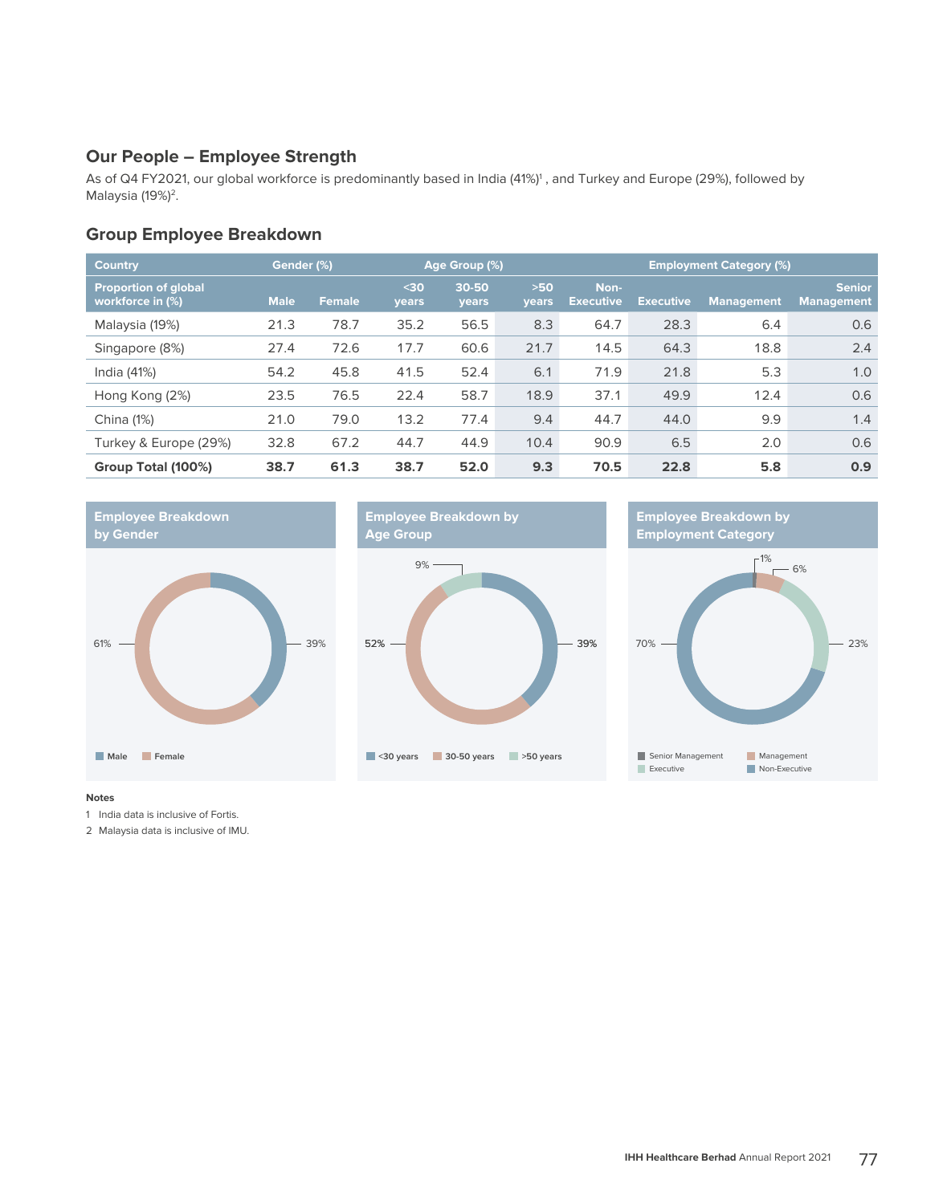## Our People – Employee Strength

As of Q4 FY2021, our global workforce is predominantly based in India (41%)[1] , and Turkey and Europe (29%), followed by Malaysia (19%)[2].

## Group Employee Breakdown

| Country | Gender (%) | | Age Group (%) | | | Employment Category (%) | | | |
|---|---|---|---|---|---|---|---|---|---|
| Proportion of global workforce in (%) | Male | Female | <30 years | 30-50 years | >50 years | Non-Executive | Executive | Management | Senior Management |
| Malaysia (19%) | 21.3 | 78.7 | 35.2 | 56.5 | 8.3 | 64.7 | 28.3 | 6.4 | 0.6 |
| Singapore (8%) | 27.4 | 72.6 | 17.7 | 60.6 | 21.7 | 14.5 | 64.3 | 18.8 | 2.4 |
| India (41%) | 54.2 | 45.8 | 41.5 | 52.4 | 6.1 | 71.9 | 21.8 | 5.3 | 1.0 |
| Hong Kong (2%) | 23.5 | 76.5 | 22.4 | 58.7 | 18.9 | 37.1 | 49.9 | 12.4 | 0.6 |
| China (1%) | 21.0 | 79.0 | 13.2 | 77.4 | 9.4 | 44.7 | 44.0 | 9.9 | 1.4 |
| Turkey & Europe (29%) | 32.8 | 67.2 | 44.7 | 44.9 | 10.4 | 90.9 | 6.5 | 2.0 | 0.6 |
| **Group Total (100%)** | **38.7** | **61.3** | **38.7** | **52.0** | **9.3** | **70.5** | **22.8** | **5.8** | **0.9** |

**Employee Breakdown by Gender**

61%
39%

Male
Female

**Employee Breakdown by Age Group**

9%
52%
39%

<30 years
30-50 years
>50 years

**Employee Breakdown by Employment Category**

1%
6%
70%
23%

Senior Management
Management
Executive
Non-Executive

**Notes**

1 India data is inclusive of Fortis.

2 Malaysia data is inclusive of IMU.